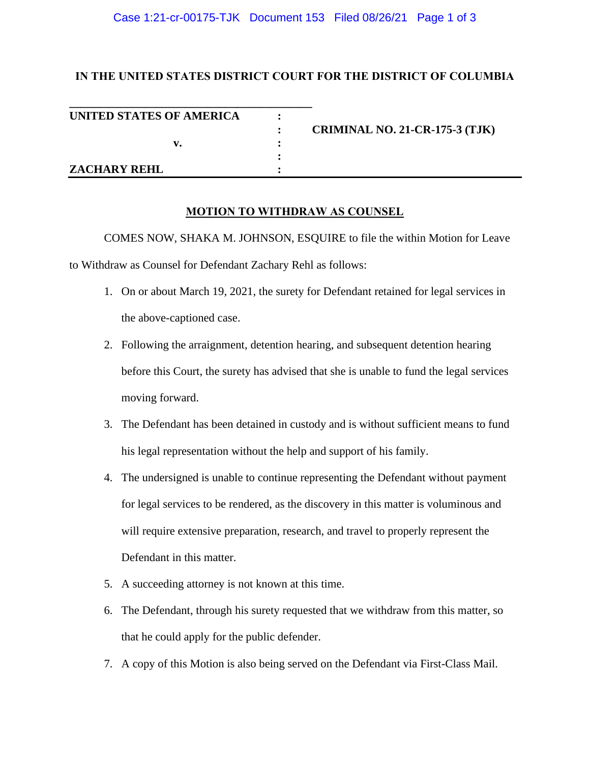**IN THE UNITED STATES DISTRICT COURT FOR THE DISTRICT OF COLUMBIA**

| | | |
|---|---|---|
| **UNITED STATES OF AMERICA** | : | |
| | : | **CRIMINAL NO. 21-CR-175-3 (TJK)** |
| **v.** | : | |
| | : | |
| **ZACHARY REHL** | : | |

## MOTION TO WITHDRAW AS COUNSEL

COMES NOW, SHAKA M. JOHNSON, ESQUIRE to file the within Motion for Leave to Withdraw as Counsel for Defendant Zachary Rehl as follows:

1. On or about March 19, 2021, the surety for Defendant retained for legal services in the above-captioned case.
2. Following the arraignment, detention hearing, and subsequent detention hearing before this Court, the surety has advised that she is unable to fund the legal services moving forward.
3. The Defendant has been detained in custody and is without sufficient means to fund his legal representation without the help and support of his family.
4. The undersigned is unable to continue representing the Defendant without payment for legal services to be rendered, as the discovery in this matter is voluminous and will require extensive preparation, research, and travel to properly represent the Defendant in this matter.
5. A succeeding attorney is not known at this time.
6. The Defendant, through his surety requested that we withdraw from this matter, so that he could apply for the public defender.
7. A copy of this Motion is also being served on the Defendant via First-Class Mail.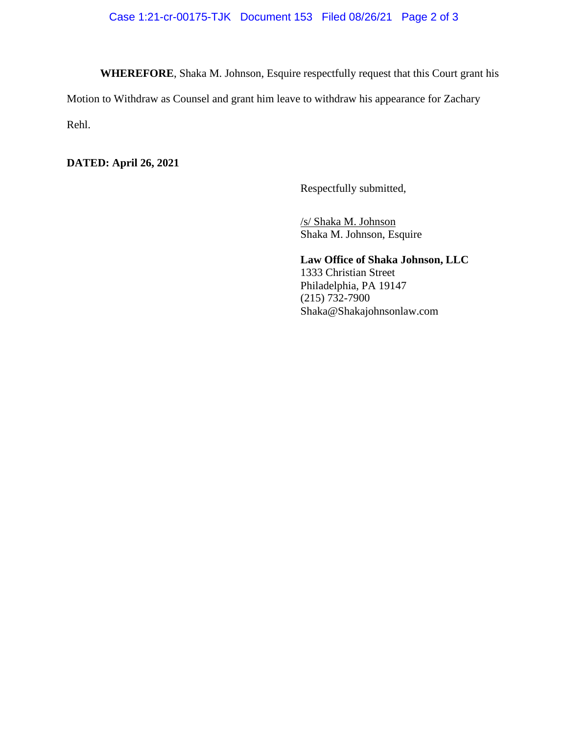**WHEREFORE**, Shaka M. Johnson, Esquire respectfully request that this Court grant his Motion to Withdraw as Counsel and grant him leave to withdraw his appearance for Zachary Rehl.

**DATED: April 26, 2021**

Respectfully submitted,

/s/ Shaka M. Johnson
Shaka M. Johnson, Esquire

**Law Office of Shaka Johnson, LLC**
1333 Christian Street
Philadelphia, PA 19147
(215) 732-7900
Shaka@Shakajohnsonlaw.com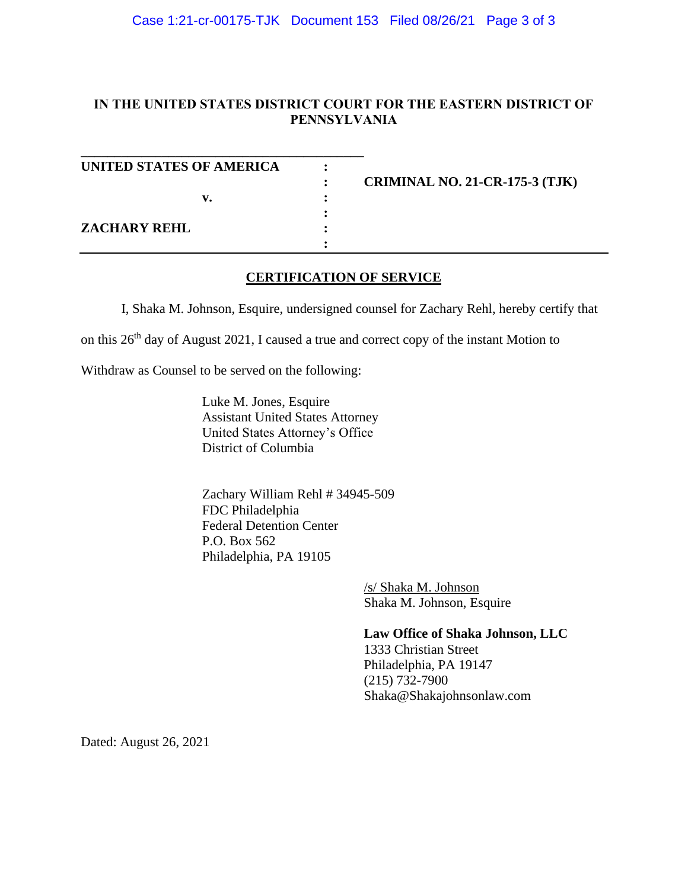**IN THE UNITED STATES DISTRICT COURT FOR THE EASTERN DISTRICT OF PENNSYLVANIA**

| | | |
|---|---|---|
| **UNITED STATES OF AMERICA** | : | |
| | : | **CRIMINAL NO. 21-CR-175-3 (TJK)** |
| **v.** | : | |
| | : | |
| **ZACHARY REHL** | : | |
| | : | |

## CERTIFICATION OF SERVICE

I, Shaka M. Johnson, Esquire, undersigned counsel for Zachary Rehl, hereby certify that on this 26th day of August 2021, I caused a true and correct copy of the instant Motion to Withdraw as Counsel to be served on the following:

Luke M. Jones, Esquire
Assistant United States Attorney
United States Attorney's Office
District of Columbia

Zachary William Rehl # 34945-509
FDC Philadelphia
Federal Detention Center
P.O. Box 562
Philadelphia, PA 19105

/s/ Shaka M. Johnson
Shaka M. Johnson, Esquire

**Law Office of Shaka Johnson, LLC**
1333 Christian Street
Philadelphia, PA 19147
(215) 732-7900
Shaka@Shakajohnsonlaw.com

Dated: August 26, 2021